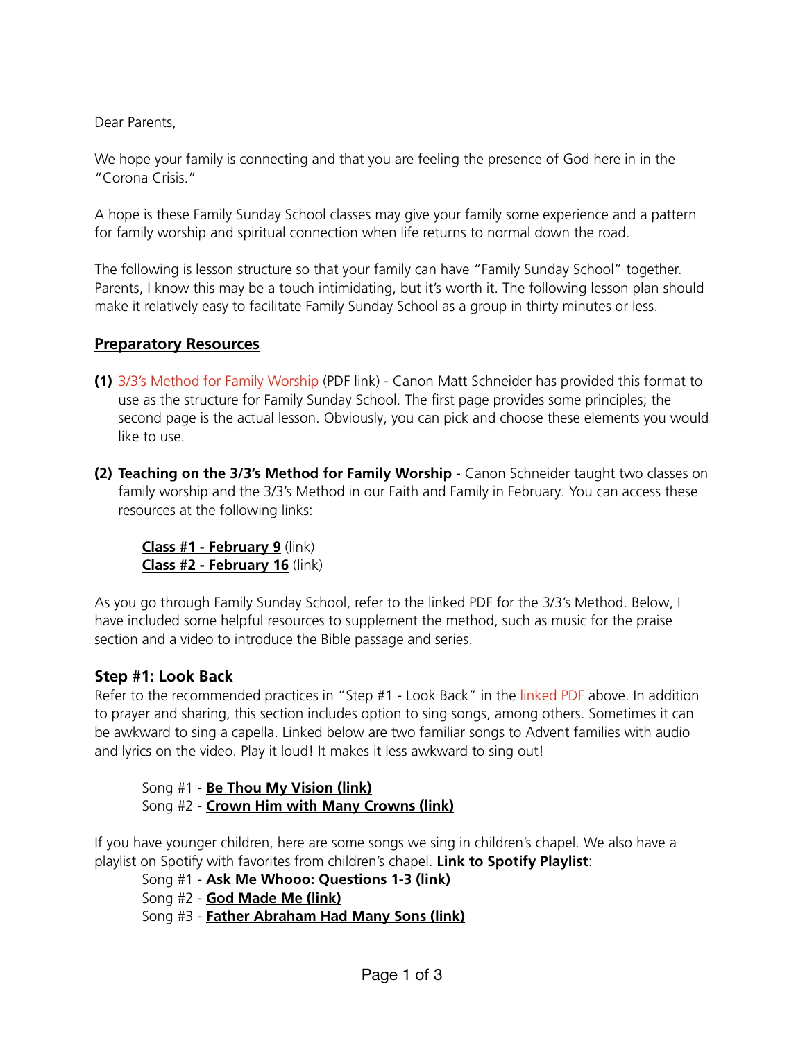Dear Parents,

We hope your family is connecting and that you are feeling the presence of God here in in the "Corona Crisis."

A hope is these Family Sunday School classes may give your family some experience and a pattern for family worship and spiritual connection when life returns to normal down the road.

The following is lesson structure so that your family can have "Family Sunday School" together. Parents, I know this may be a touch intimidating, but it's worth it. The following lesson plan should make it relatively easy to facilitate Family Sunday School as a group in thirty minutes or less.

## Preparatory Resources

**(1)** 3/3's Method for Family Worship (PDF link) - Canon Matt Schneider has provided this format to use as the structure for Family Sunday School. The first page provides some principles; the second page is the actual lesson. Obviously, you can pick and choose these elements you would like to use.

**(2)** **Teaching on the 3/3's Method for Family Worship** - Canon Schneider taught two classes on family worship and the 3/3's Method in our Faith and Family in February. You can access these resources at the following links:

> **Class #1 - February 9** (link)
> **Class #2 - February 16** (link)

As you go through Family Sunday School, refer to the linked PDF for the 3/3's Method. Below, I have included some helpful resources to supplement the method, such as music for the praise section and a video to introduce the Bible passage and series.

## Step #1: Look Back

Refer to the recommended practices in "Step #1 - Look Back" in the linked PDF above. In addition to prayer and sharing, this section includes option to sing songs, among others. Sometimes it can be awkward to sing a capella. Linked below are two familiar songs to Advent families with audio and lyrics on the video. Play it loud! It makes it less awkward to sing out!

> Song #1 - **Be Thou My Vision (link)**
> Song #2 - **Crown Him with Many Crowns (link)**

If you have younger children, here are some songs we sing in children's chapel. We also have a playlist on Spotify with favorites from children's chapel. **Link to Spotify Playlist**:

> Song #1 - **Ask Me Whooo: Questions 1-3 (link)**
> Song #2 - **God Made Me (link)**
> Song #3 - **Father Abraham Had Many Sons (link)**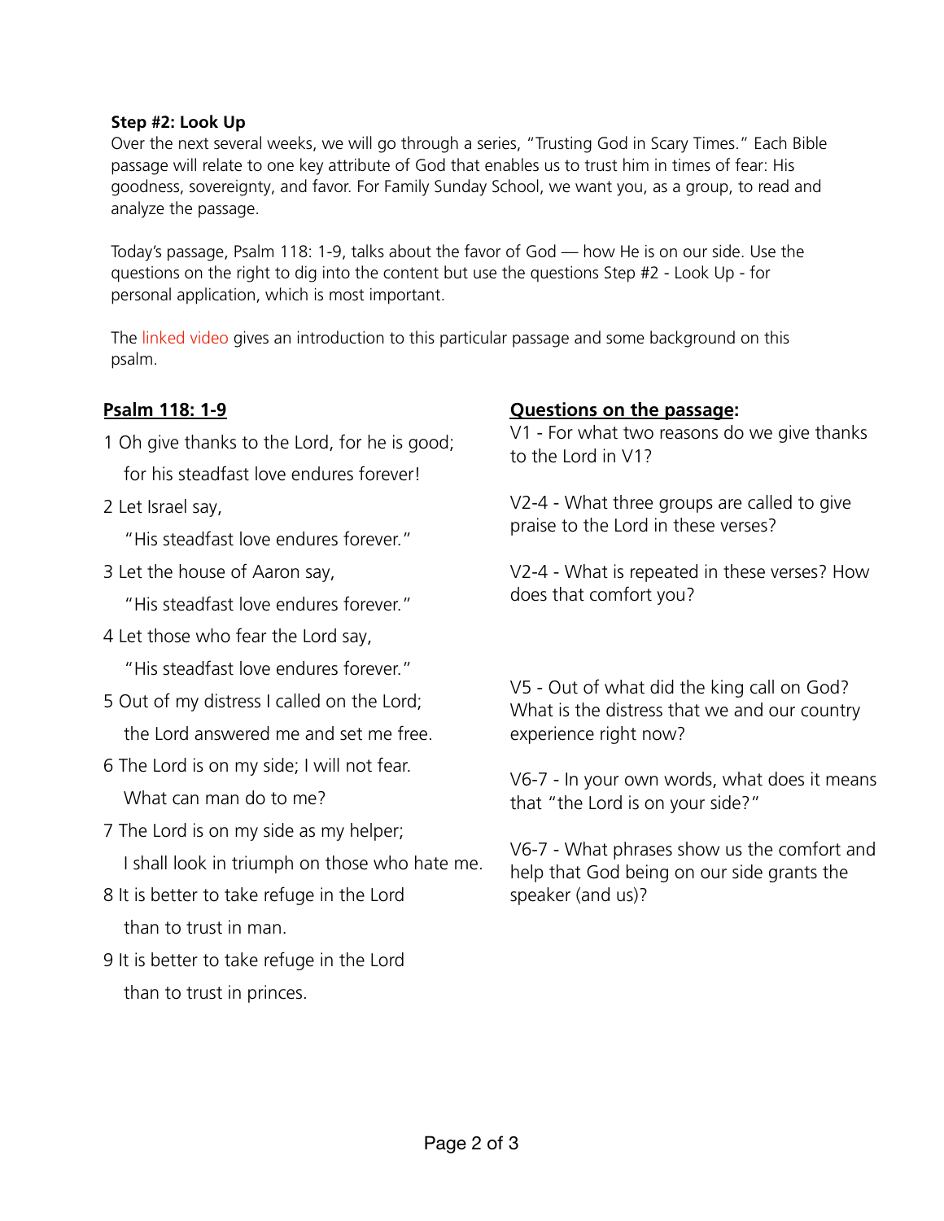**Step #2: Look Up**

Over the next several weeks, we will go through a series, "Trusting God in Scary Times." Each Bible passage will relate to one key attribute of God that enables us to trust him in times of fear: His goodness, sovereignty, and favor. For Family Sunday School, we want you, as a group, to read and analyze the passage.

Today's passage, Psalm 118: 1-9, talks about the favor of God — how He is on our side. Use the questions on the right to dig into the content but use the questions Step #2 - Look Up - for personal application, which is most important.

The linked video gives an introduction to this particular passage and some background on this psalm.

**Psalm 118: 1-9**

1 Oh give thanks to the Lord, for he is good;
   for his steadfast love endures forever!

2 Let Israel say,
   "His steadfast love endures forever."

3 Let the house of Aaron say,
   "His steadfast love endures forever."

4 Let those who fear the Lord say,
   "His steadfast love endures forever."

5 Out of my distress I called on the Lord;
   the Lord answered me and set me free.

6 The Lord is on my side; I will not fear.
   What can man do to me?

7 The Lord is on my side as my helper;
   I shall look in triumph on those who hate me.

8 It is better to take refuge in the Lord
   than to trust in man.

9 It is better to take refuge in the Lord
   than to trust in princes.

**Questions on the passage:**

V1 - For what two reasons do we give thanks to the Lord in V1?

V2-4 - What three groups are called to give praise to the Lord in these verses?

V2-4 - What is repeated in these verses? How does that comfort you?

V5 - Out of what did the king call on God? What is the distress that we and our country experience right now?

V6-7 - In your own words, what does it means that "the Lord is on your side?"

V6-7 - What phrases show us the comfort and help that God being on our side grants the speaker (and us)?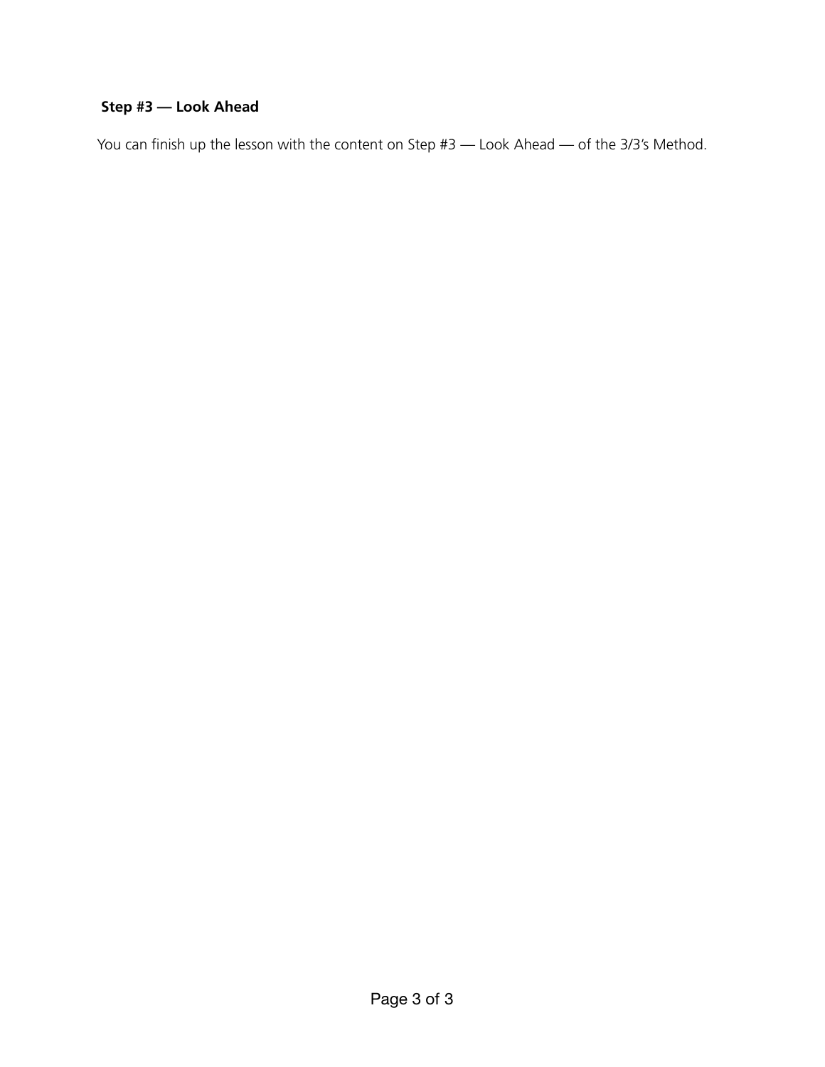**Step #3 — Look Ahead**

You can finish up the lesson with the content on Step #3 — Look Ahead — of the 3/3's Method.